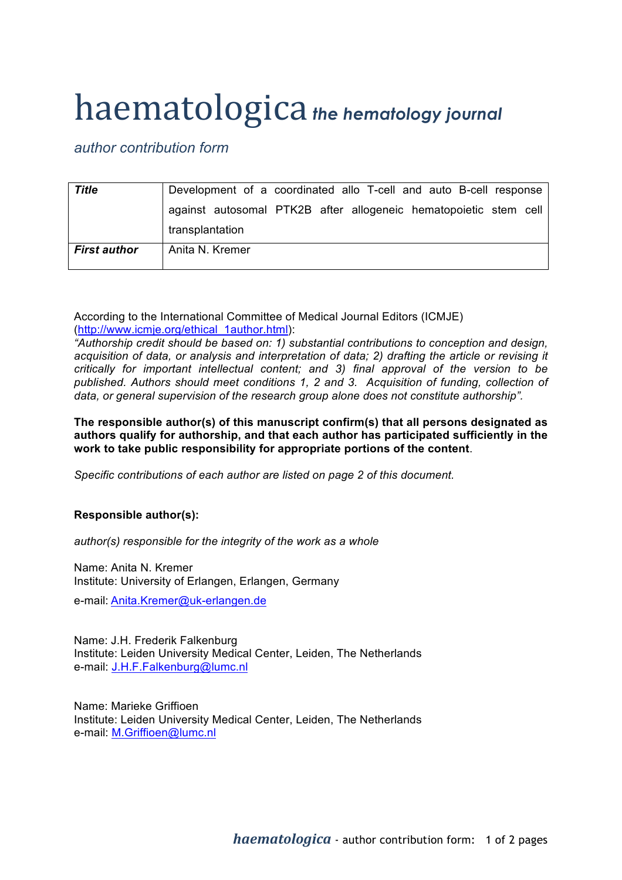# haematologica *the hematology journal*

*author contribution form*

| | |
|---|---|
| ***Title*** | Development of a coordinated allo T-cell and auto B-cell response against autosomal PTK2B after allogeneic hematopoietic stem cell transplantation |
| ***First author*** | Anita N. Kremer |

According to the International Committee of Medical Journal Editors (ICMJE) (http://www.icmje.org/ethical_1author.html):
*"Authorship credit should be based on: 1) substantial contributions to conception and design, acquisition of data, or analysis and interpretation of data; 2) drafting the article or revising it critically for important intellectual content; and 3) final approval of the version to be published. Authors should meet conditions 1, 2 and 3. Acquisition of funding, collection of data, or general supervision of the research group alone does not constitute authorship".*

**The responsible author(s) of this manuscript confirm(s) that all persons designated as authors qualify for authorship, and that each author has participated sufficiently in the work to take public responsibility for appropriate portions of the content**.

*Specific contributions of each author are listed on page 2 of this document.*

**Responsible author(s):**

*author(s) responsible for the integrity of the work as a whole*

Name: Anita N. Kremer
Institute: University of Erlangen, Erlangen, Germany
e-mail: Anita.Kremer@uk-erlangen.de

Name: J.H. Frederik Falkenburg
Institute: Leiden University Medical Center, Leiden, The Netherlands
e-mail: J.H.F.Falkenburg@lumc.nl

Name: Marieke Griffioen
Institute: Leiden University Medical Center, Leiden, The Netherlands
e-mail: M.Griffioen@lumc.nl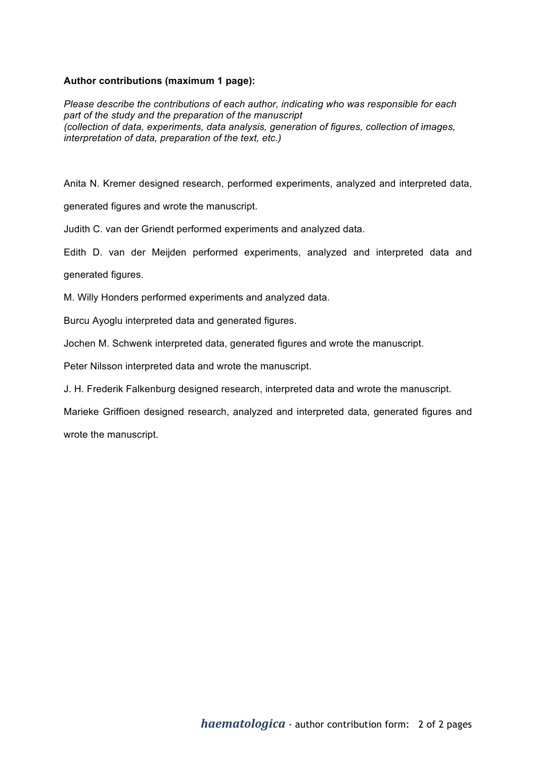**Author contributions (maximum 1 page):**

*Please describe the contributions of each author, indicating who was responsible for each part of the study and the preparation of the manuscript (collection of data, experiments, data analysis, generation of figures, collection of images, interpretation of data, preparation of the text, etc.)*

Anita N. Kremer designed research, performed experiments, analyzed and interpreted data, generated figures and wrote the manuscript.

Judith C. van der Griendt performed experiments and analyzed data.

Edith D. van der Meijden performed experiments, analyzed and interpreted data and generated figures.

M. Willy Honders performed experiments and analyzed data.

Burcu Ayoglu interpreted data and generated figures.

Jochen M. Schwenk interpreted data, generated figures and wrote the manuscript.

Peter Nilsson interpreted data and wrote the manuscript.

J. H. Frederik Falkenburg designed research, interpreted data and wrote the manuscript.

Marieke Griffioen designed research, analyzed and interpreted data, generated figures and wrote the manuscript.